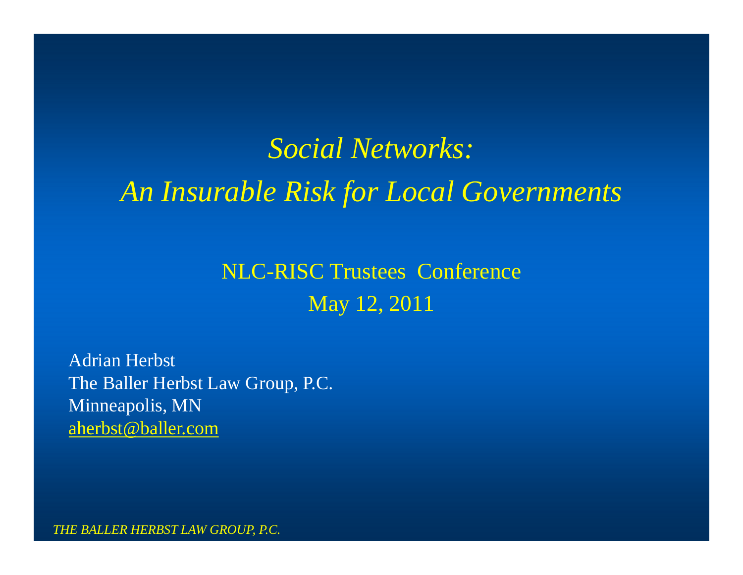# *Social Networks: An Insurable Risk for Local Governments*

NLC-RISC Trustees Conference

May 12, 2011

Adrian Herbst
The Baller Herbst Law Group, P.C.
Minneapolis, MN
aherbst@baller.com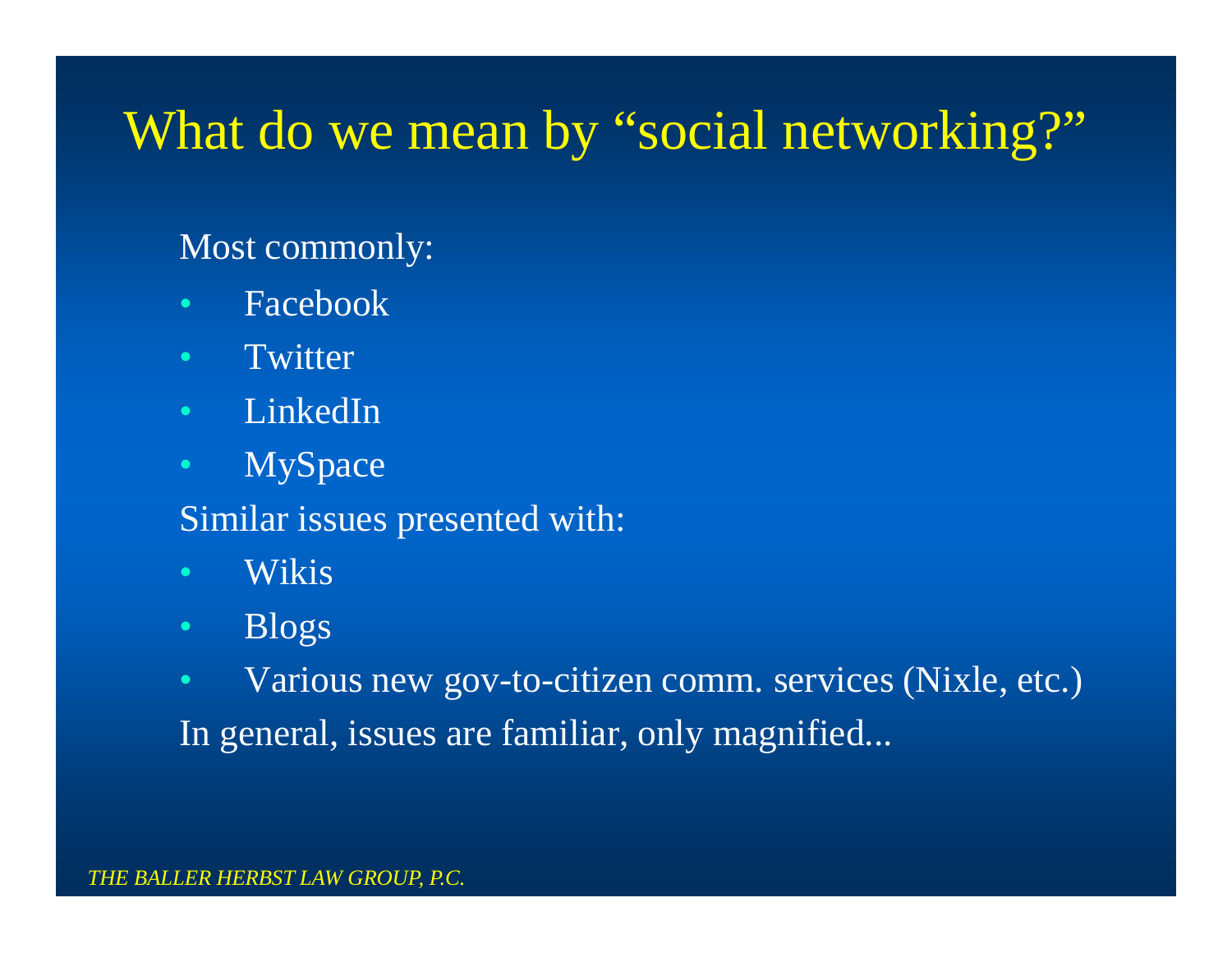# What do we mean by "social networking?"

Most commonly:

- Facebook
- Twitter
- LinkedIn
- MySpace

Similar issues presented with:

- Wikis
- Blogs
- Various new gov-to-citizen comm. services (Nixle, etc.)

In general, issues are familiar, only magnified...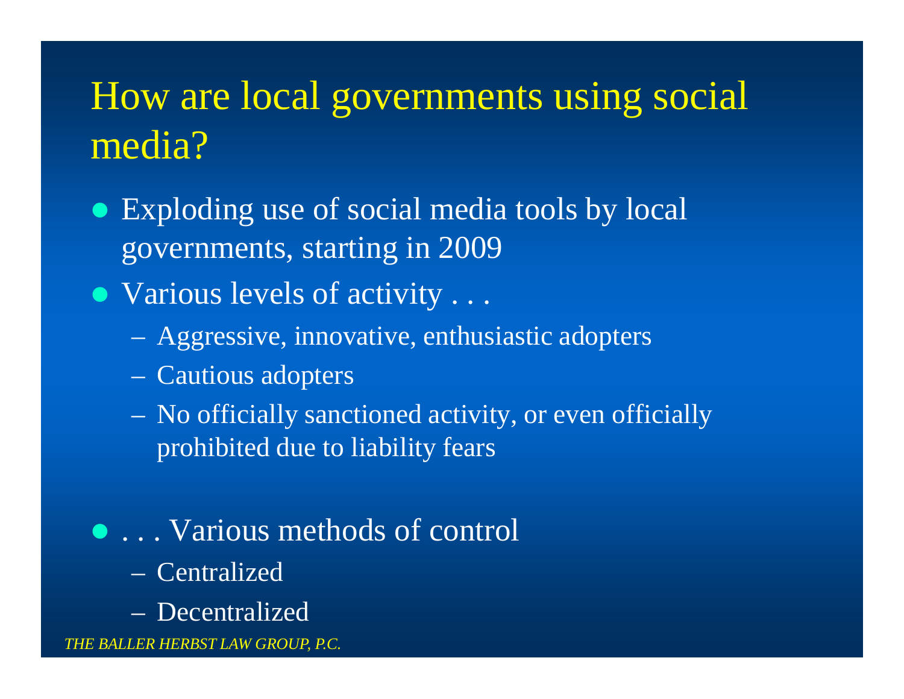# How are local governments using social media?

- Exploding use of social media tools by local governments, starting in 2009
- Various levels of activity . . .
  - Aggressive, innovative, enthusiastic adopters
  - Cautious adopters
  - No officially sanctioned activity, or even officially prohibited due to liability fears
- . . . Various methods of control
  - Centralized
  - Decentralized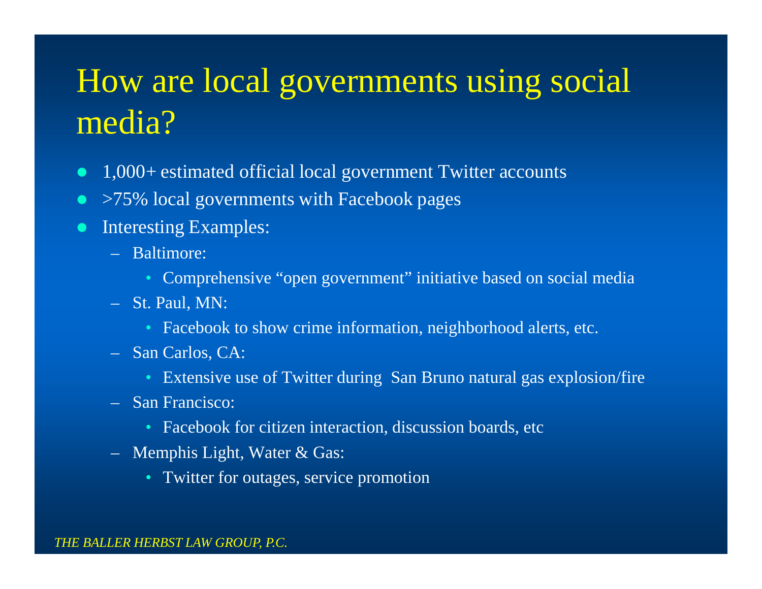# How are local governments using social media?

- 1,000+ estimated official local government Twitter accounts
- >75% local governments with Facebook pages
- Interesting Examples:
  - Baltimore:
    - Comprehensive “open government” initiative based on social media
  - St. Paul, MN:
    - Facebook to show crime information, neighborhood alerts, etc.
  - San Carlos, CA:
    - Extensive use of Twitter during San Bruno natural gas explosion/fire
  - San Francisco:
    - Facebook for citizen interaction, discussion boards, etc
  - Memphis Light, Water & Gas:
    - Twitter for outages, service promotion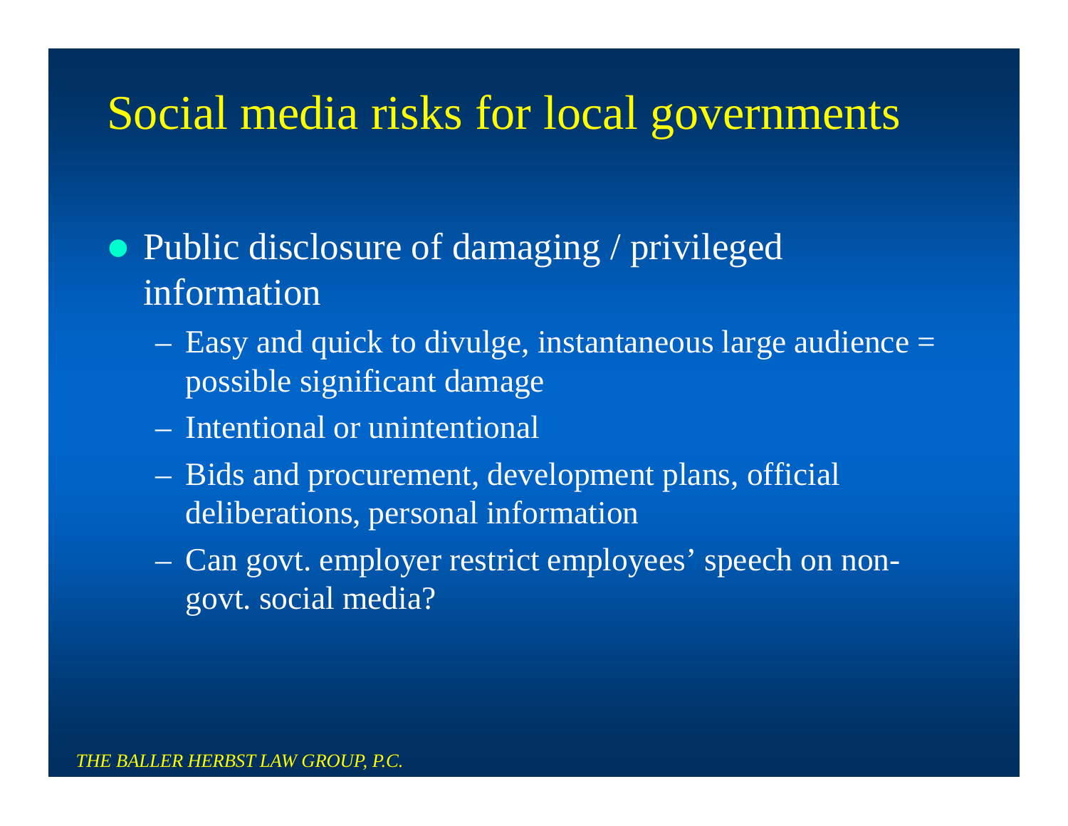# Social media risks for local governments

- Public disclosure of damaging / privileged information
  - Easy and quick to divulge, instantaneous large audience = possible significant damage
  - Intentional or unintentional
  - Bids and procurement, development plans, official deliberations, personal information
  - Can govt. employer restrict employees' speech on non-govt. social media?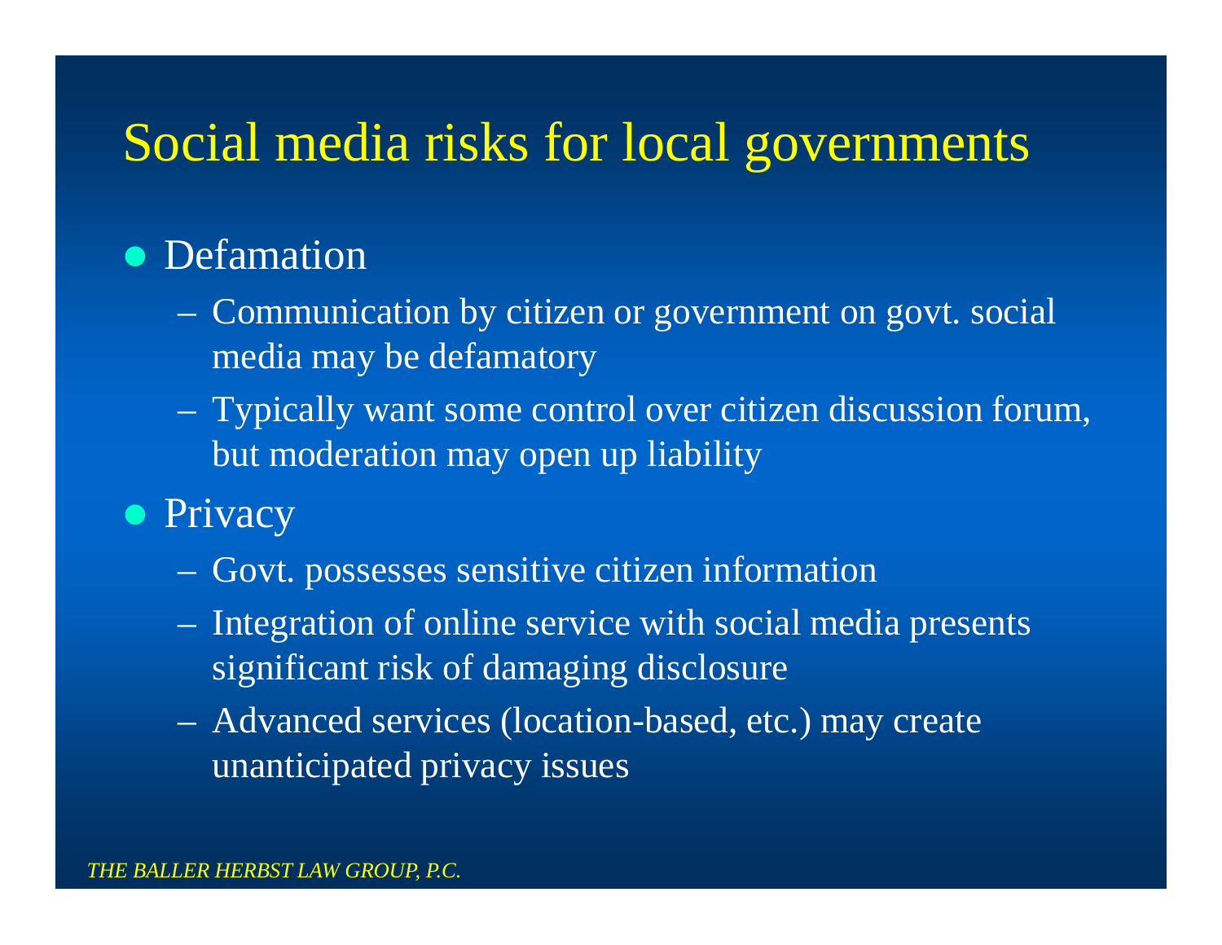# Social media risks for local governments

- Defamation
  - Communication by citizen or government on govt. social media may be defamatory
  - Typically want some control over citizen discussion forum, but moderation may open up liability
- Privacy
  - Govt. possesses sensitive citizen information
  - Integration of online service with social media presents significant risk of damaging disclosure
  - Advanced services (location-based, etc.) may create unanticipated privacy issues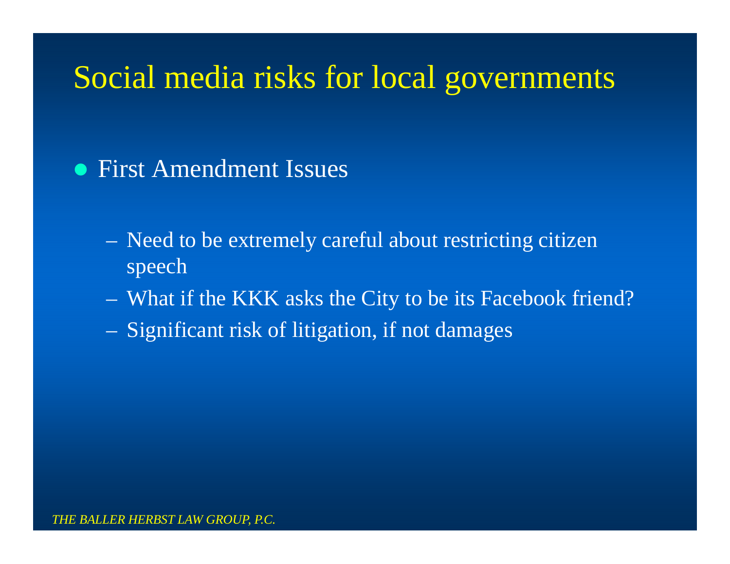# Social media risks for local governments

- First Amendment Issues
  - Need to be extremely careful about restricting citizen speech
  - What if the KKK asks the City to be its Facebook friend?
  - Significant risk of litigation, if not damages

*THE BALLER HERBST LAW GROUP, P.C.*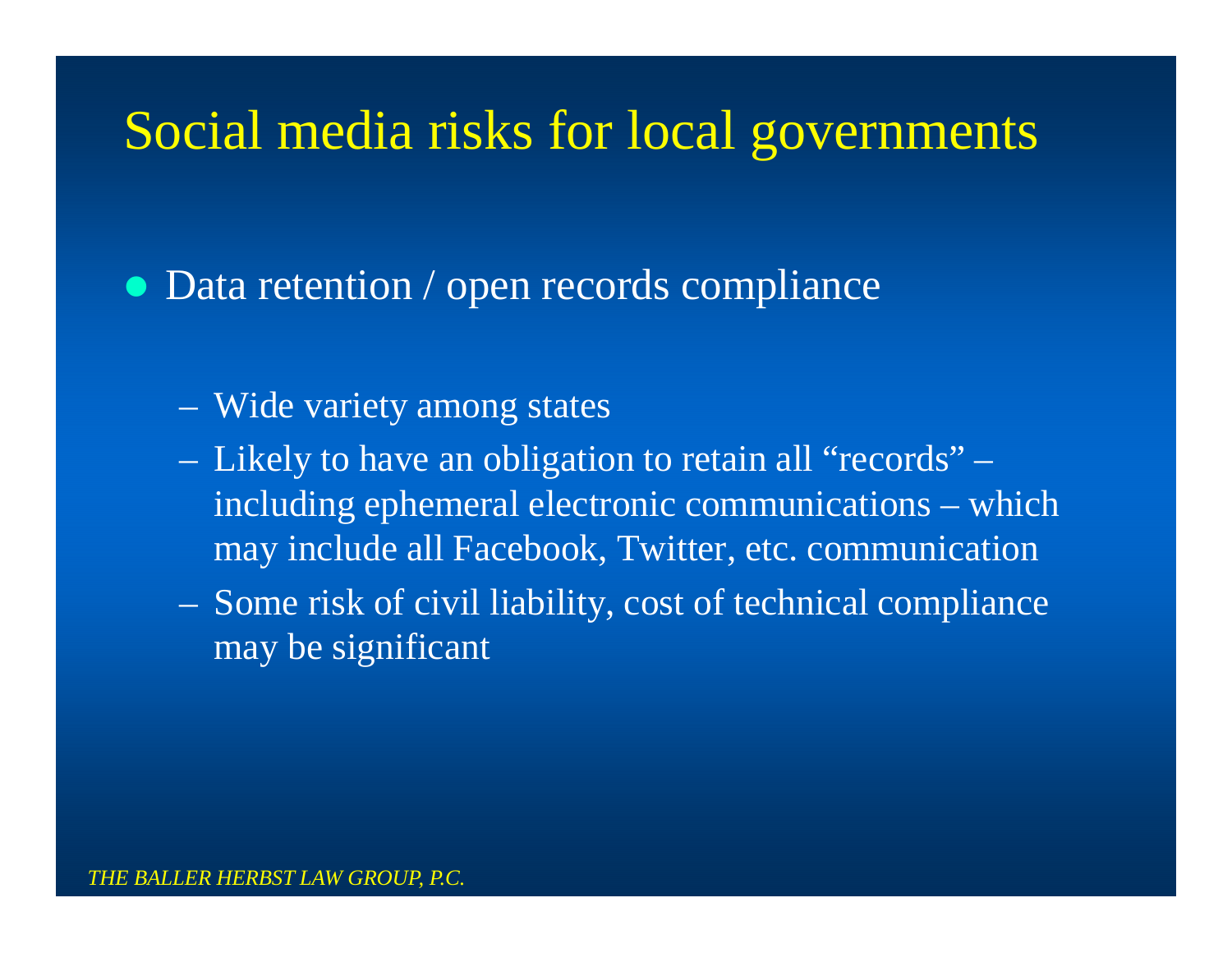# Social media risks for local governments

- Data retention / open records compliance
  - Wide variety among states
  - Likely to have an obligation to retain all "records" – including ephemeral electronic communications – which may include all Facebook, Twitter, etc. communication
  - Some risk of civil liability, cost of technical compliance may be significant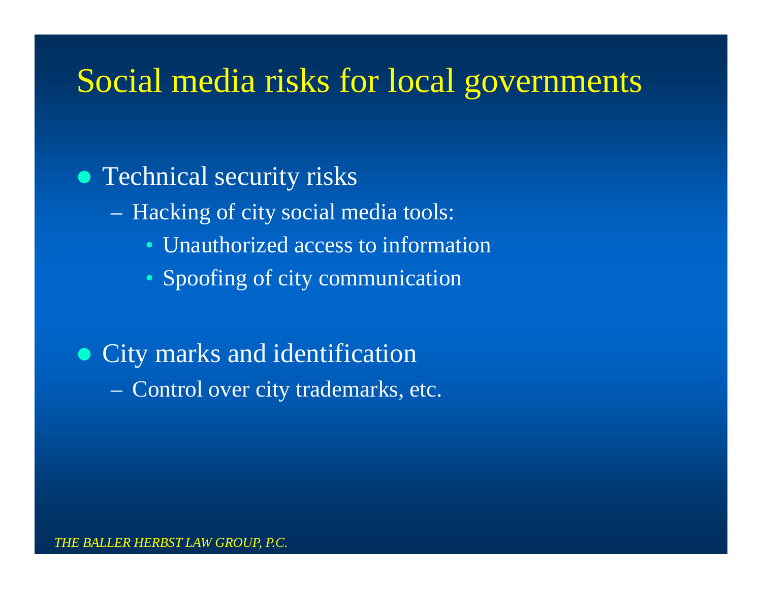# Social media risks for local governments

- Technical security risks
  - Hacking of city social media tools:
    - Unauthorized access to information
    - Spoofing of city communication
- City marks and identification
  - Control over city trademarks, etc.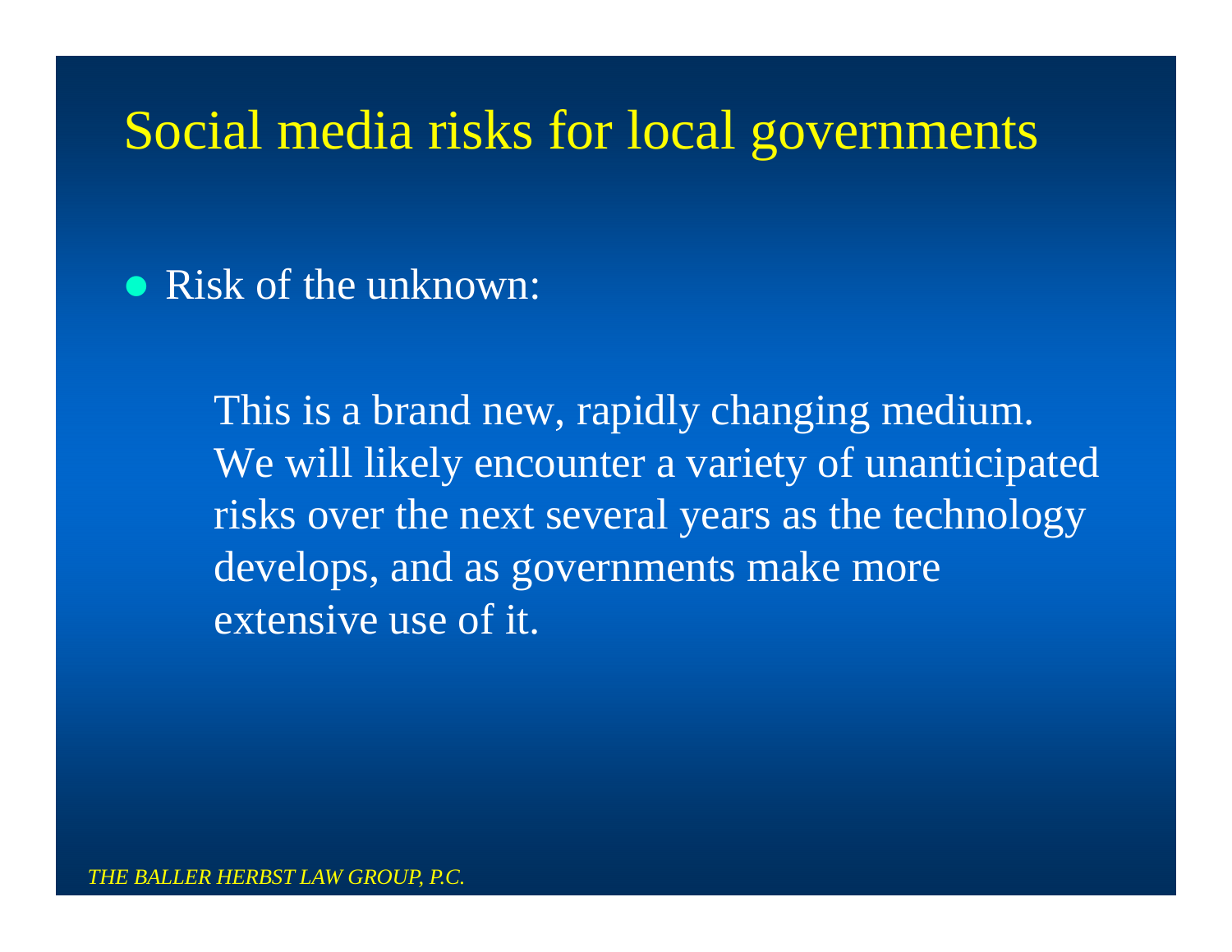# Social media risks for local governments

- Risk of the unknown:

  This is a brand new, rapidly changing medium. We will likely encounter a variety of unanticipated risks over the next several years as the technology develops, and as governments make more extensive use of it.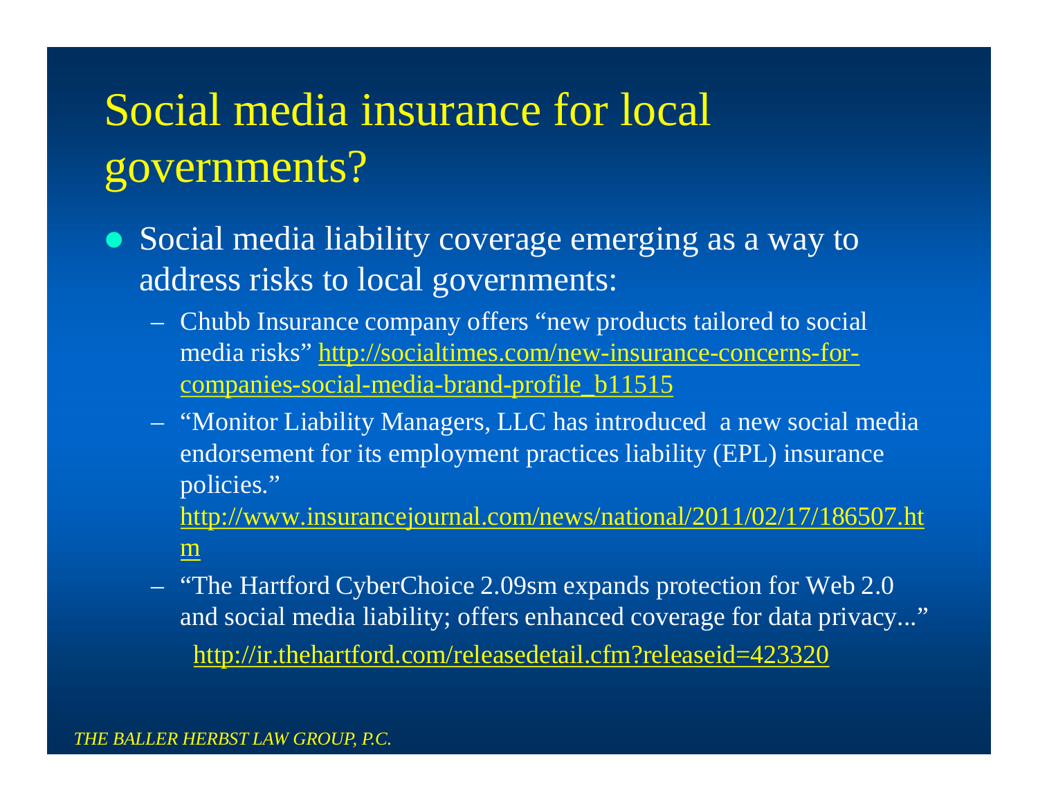# Social media insurance for local governments?

- Social media liability coverage emerging as a way to address risks to local governments:
  - Chubb Insurance company offers "new products tailored to social media risks" http://socialtimes.com/new-insurance-concerns-for-companies-social-media-brand-profile_b11515
  - "Monitor Liability Managers, LLC has introduced a new social media endorsement for its employment practices liability (EPL) insurance policies." http://www.insurancejournal.com/news/national/2011/02/17/186507.htm
  - "The Hartford CyberChoice 2.09sm expands protection for Web 2.0 and social media liability; offers enhanced coverage for data privacy..." http://ir.thehartford.com/releasedetail.cfm?releaseid=423320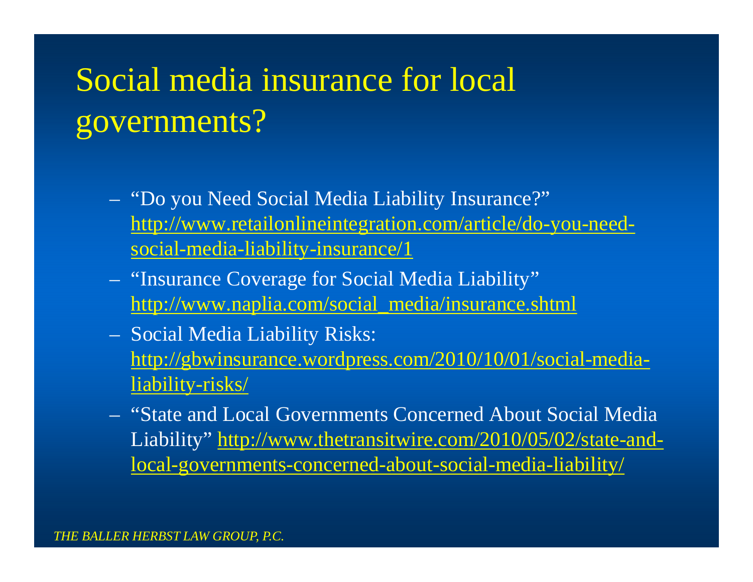# Social media insurance for local governments?

- "Do you Need Social Media Liability Insurance?" [http://www.retailonlineintegration.com/article/do-you-need-social-media-liability-insurance/1](http://www.retailonlineintegration.com/article/do-you-need-social-media-liability-insurance/1)
- "Insurance Coverage for Social Media Liability" [http://www.naplia.com/social_media/insurance.shtml](http://www.naplia.com/social_media/insurance.shtml)
- Social Media Liability Risks: [http://gbwinsurance.wordpress.com/2010/10/01/social-media-liability-risks/](http://gbwinsurance.wordpress.com/2010/10/01/social-media-liability-risks/)
- "State and Local Governments Concerned About Social Media Liability" [http://www.thetransitwire.com/2010/05/02/state-and-local-governments-concerned-about-social-media-liability/](http://www.thetransitwire.com/2010/05/02/state-and-local-governments-concerned-about-social-media-liability/)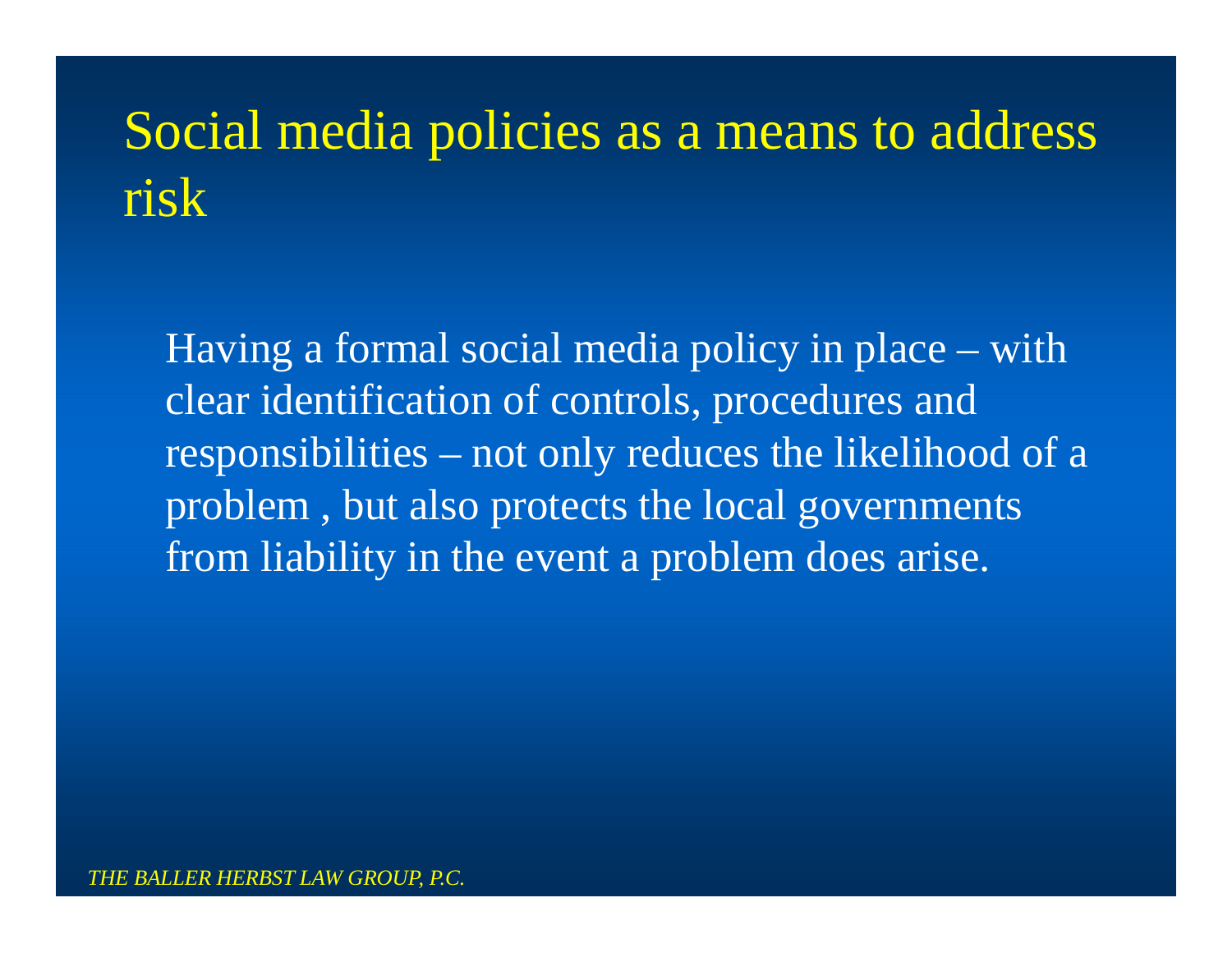# Social media policies as a means to address risk

Having a formal social media policy in place – with clear identification of controls, procedures and responsibilities – not only reduces the likelihood of a problem , but also protects the local governments from liability in the event a problem does arise.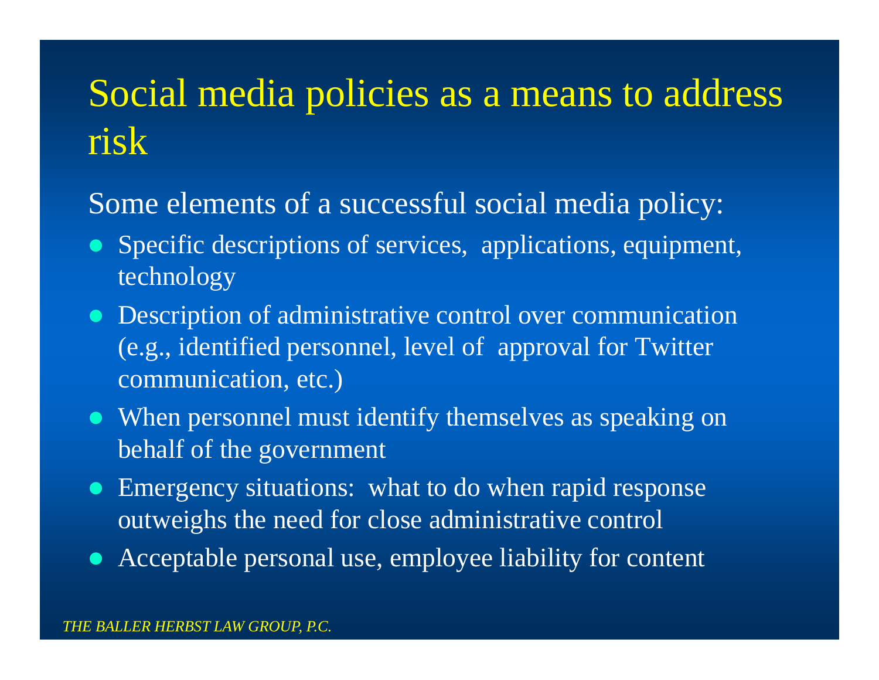# Social media policies as a means to address risk

Some elements of a successful social media policy:

- Specific descriptions of services, applications, equipment, technology
- Description of administrative control over communication (e.g., identified personnel, level of approval for Twitter communication, etc.)
- When personnel must identify themselves as speaking on behalf of the government
- Emergency situations: what to do when rapid response outweighs the need for close administrative control
- Acceptable personal use, employee liability for content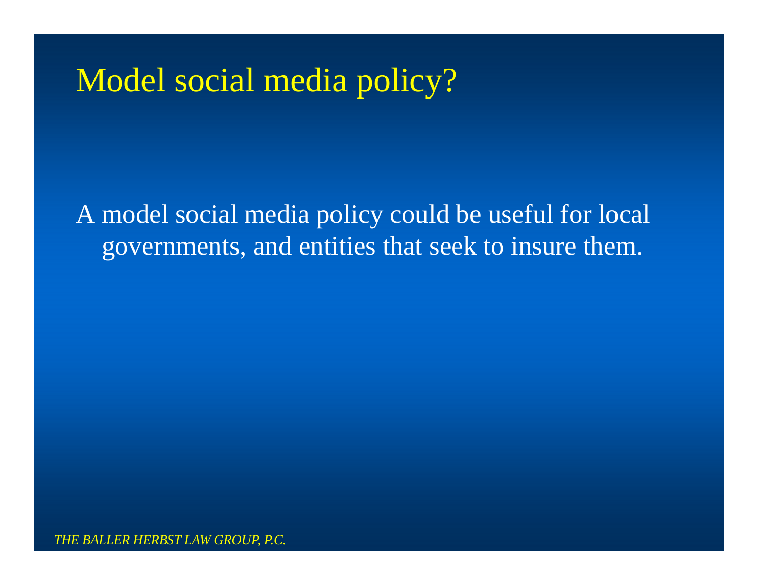# Model social media policy?

A model social media policy could be useful for local governments, and entities that seek to insure them.